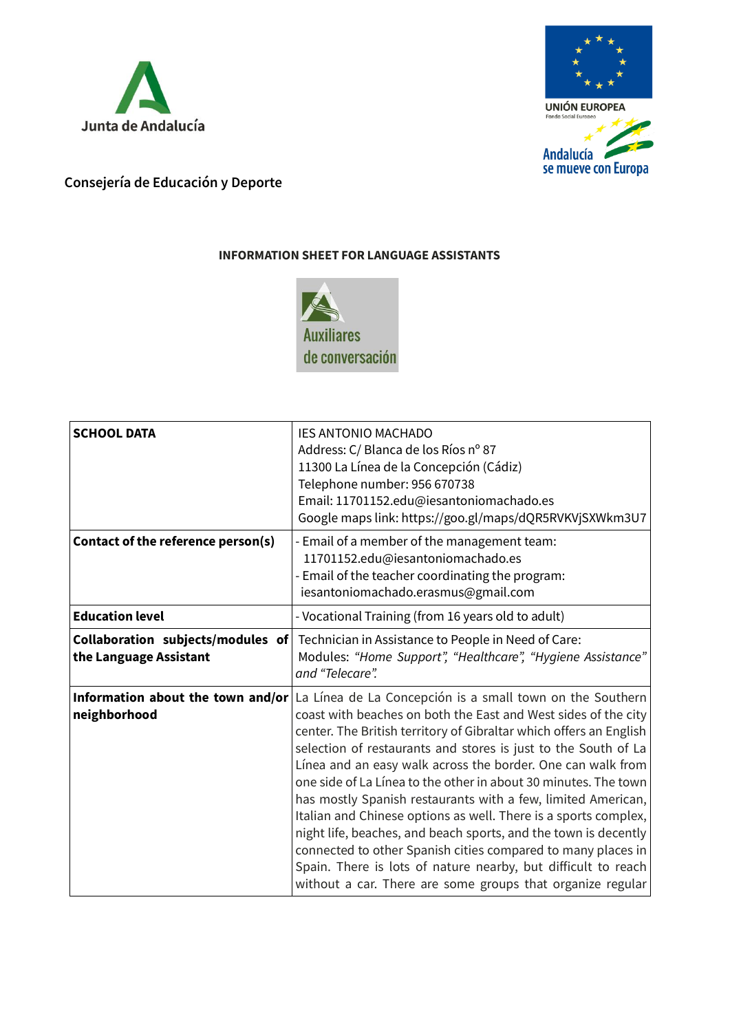Junta de Andalucía

UNIÓN EUROPEA
Fondo Social Europeo

Andalucía se mueve con Europa

Consejería de Educación y Deporte

**INFORMATION SHEET FOR LANGUAGE ASSISTANTS**

Auxiliares de conversación

| | |
|---|---|
| **SCHOOL DATA** | IES ANTONIO MACHADO<br>Address: C/ Blanca de los Ríos nº 87<br>11300 La Línea de la Concepción (Cádiz)<br>Telephone number: 956 670738<br>Email: 11701152.edu@iesantoniomachado.es<br>Google maps link: https://goo.gl/maps/dQR5RVKVjSXWkm3U7 |
| **Contact of the reference person(s)** | - Email of a member of the management team:<br>11701152.edu@iesantoniomachado.es<br>- Email of the teacher coordinating the program:<br>iesantoniomachado.erasmus@gmail.com |
| **Education level** | - Vocational Training (from 16 years old to adult) |
| **Collaboration subjects/modules of the Language Assistant** | Technician in Assistance to People in Need of Care:<br>Modules: *"Home Support", "Healthcare", "Hygiene Assistance"* and *"Telecare".* |
| **Information about the town and/or neighborhood** | La Línea de La Concepción is a small town on the Southern coast with beaches on both the East and West sides of the city center. The British territory of Gibraltar which offers an English selection of restaurants and stores is just to the South of La Línea and an easy walk across the border. One can walk from one side of La Línea to the other in about 30 minutes. The town has mostly Spanish restaurants with a few, limited American, Italian and Chinese options as well. There is a sports complex, night life, beaches, and beach sports, and the town is decently connected to other Spanish cities compared to many places in Spain. There is lots of nature nearby, but difficult to reach without a car. There are some groups that organize regular |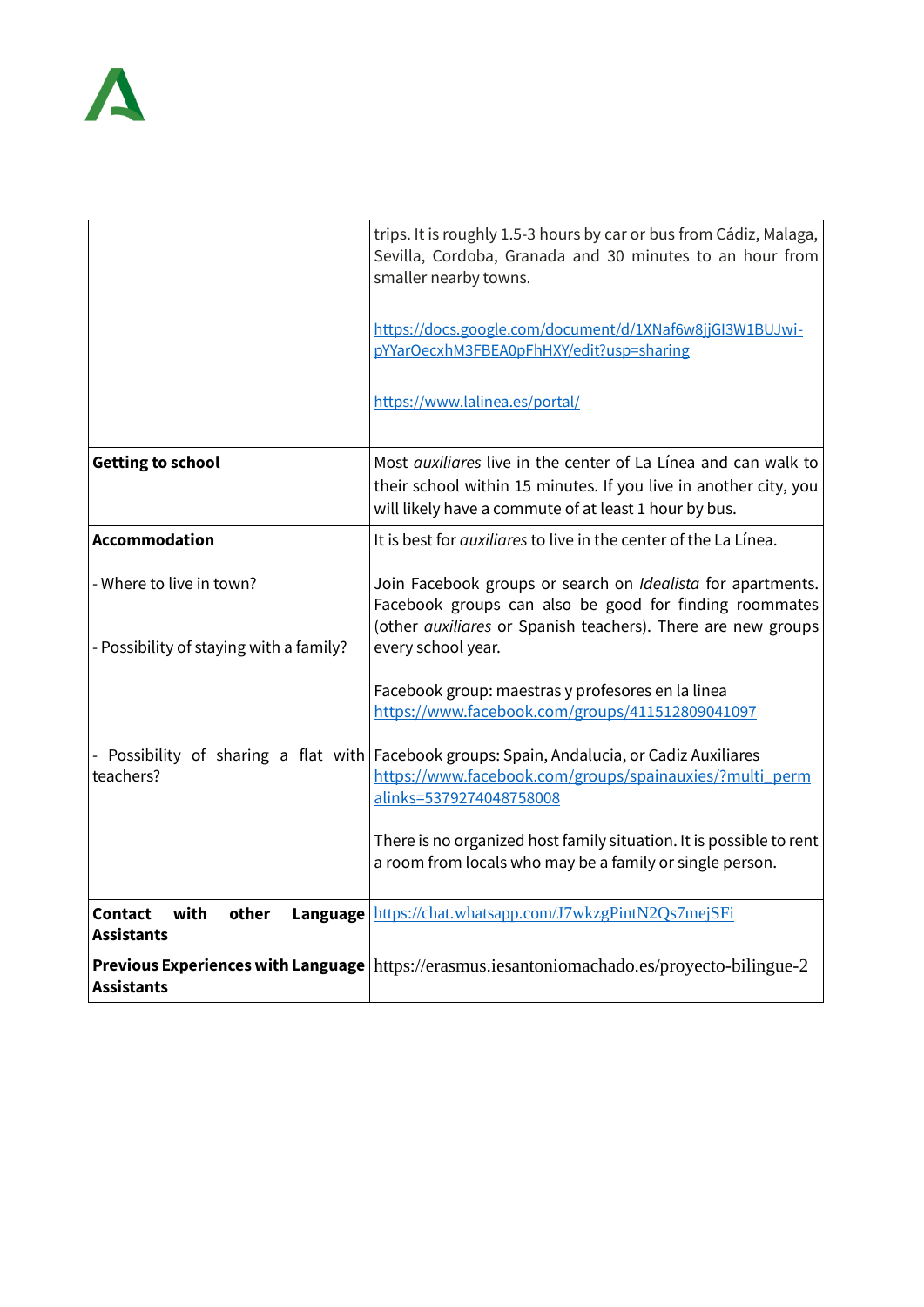| | |
|---|---|
| | trips. It is roughly 1.5-3 hours by car or bus from Cádiz, Malaga, Sevilla, Cordoba, Granada and 30 minutes to an hour from smaller nearby towns.<br><br>https://docs.google.com/document/d/1XNaf6w8jjGI3W1BUJwi-pYYarOecxhM3FBEA0pFhHXY/edit?usp=sharing<br><br>https://www.lalinea.es/portal/ |
| **Getting to school** | Most *auxiliares* live in the center of La Línea and can walk to their school within 15 minutes. If you live in another city, you will likely have a commute of at least 1 hour by bus. |
| **Accommodation**<br><br>- Where to live in town?<br><br>- Possibility of staying with a family?<br><br>- Possibility of sharing a flat with teachers? | It is best for *auxiliares* to live in the center of the La Línea.<br><br>Join Facebook groups or search on *Idealista* for apartments. Facebook groups can also be good for finding roommates (other *auxiliares* or Spanish teachers). There are new groups every school year.<br><br>Facebook group: maestras y profesores en la linea https://www.facebook.com/groups/411512809041097<br><br>Facebook groups: Spain, Andalucia, or Cadiz Auxiliares https://www.facebook.com/groups/spainauxies/?multi_permalinks=5379274048758008<br><br>There is no organized host family situation. It is possible to rent a room from locals who may be a family or single person. |
| **Contact with other Language Assistants** | https://chat.whatsapp.com/J7wkzgPintN2Qs7mejSFi |
| **Previous Experiences with Language Assistants** | https://erasmus.iesantoniomachado.es/proyecto-bilingue-2 |